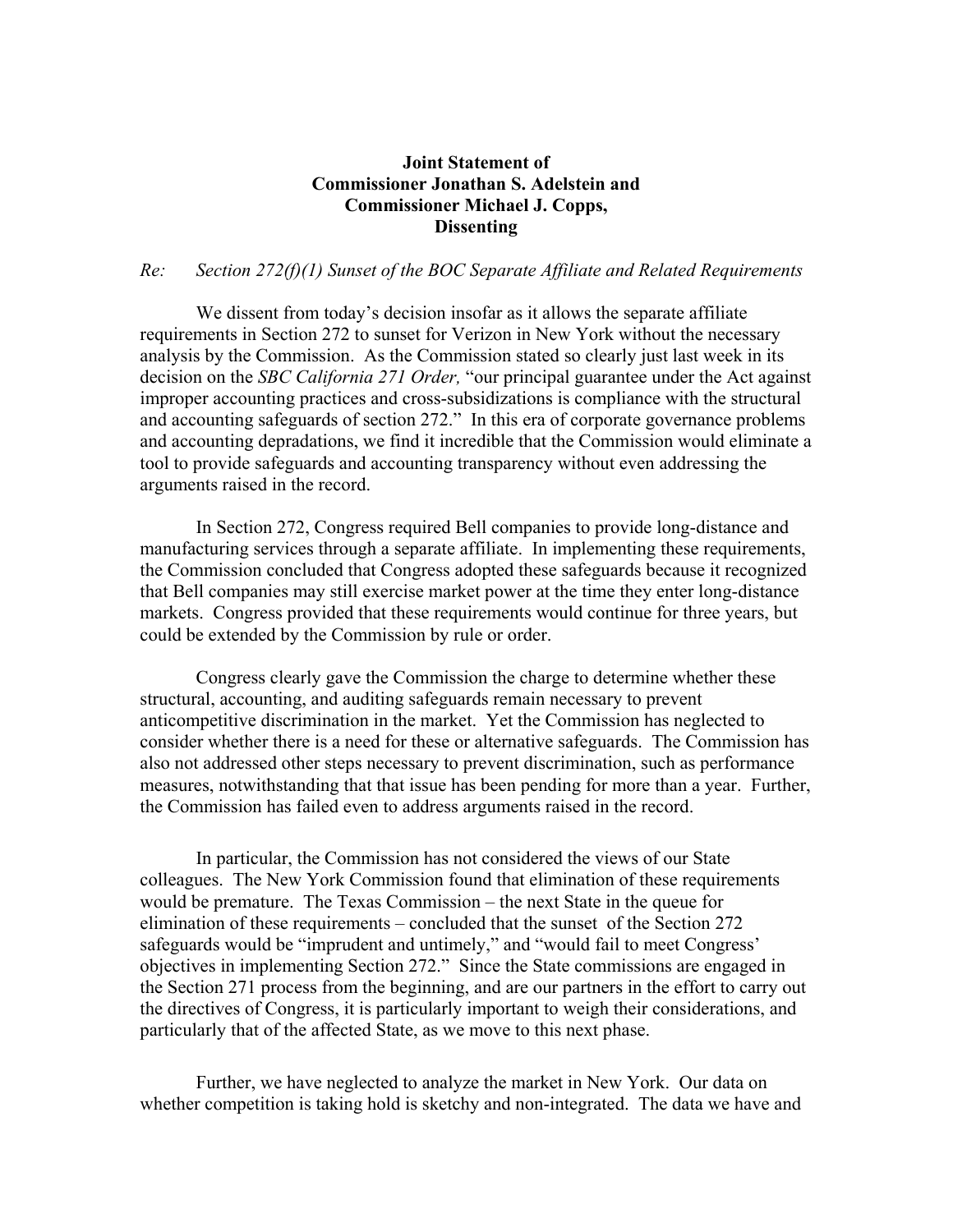**Joint Statement of**
**Commissioner Jonathan S. Adelstein and**
**Commissioner Michael J. Copps,**
**Dissenting**

*Re: Section 272(f)(1) Sunset of the BOC Separate Affiliate and Related Requirements*

We dissent from today's decision insofar as it allows the separate affiliate requirements in Section 272 to sunset for Verizon in New York without the necessary analysis by the Commission. As the Commission stated so clearly just last week in its decision on the *SBC California 271 Order,* "our principal guarantee under the Act against improper accounting practices and cross-subsidizations is compliance with the structural and accounting safeguards of section 272." In this era of corporate governance problems and accounting depradations, we find it incredible that the Commission would eliminate a tool to provide safeguards and accounting transparency without even addressing the arguments raised in the record.

In Section 272, Congress required Bell companies to provide long-distance and manufacturing services through a separate affiliate. In implementing these requirements, the Commission concluded that Congress adopted these safeguards because it recognized that Bell companies may still exercise market power at the time they enter long-distance markets. Congress provided that these requirements would continue for three years, but could be extended by the Commission by rule or order.

Congress clearly gave the Commission the charge to determine whether these structural, accounting, and auditing safeguards remain necessary to prevent anticompetitive discrimination in the market. Yet the Commission has neglected to consider whether there is a need for these or alternative safeguards. The Commission has also not addressed other steps necessary to prevent discrimination, such as performance measures, notwithstanding that that issue has been pending for more than a year. Further, the Commission has failed even to address arguments raised in the record.

In particular, the Commission has not considered the views of our State colleagues. The New York Commission found that elimination of these requirements would be premature. The Texas Commission – the next State in the queue for elimination of these requirements – concluded that the sunset of the Section 272 safeguards would be "imprudent and untimely," and "would fail to meet Congress' objectives in implementing Section 272." Since the State commissions are engaged in the Section 271 process from the beginning, and are our partners in the effort to carry out the directives of Congress, it is particularly important to weigh their considerations, and particularly that of the affected State, as we move to this next phase.

Further, we have neglected to analyze the market in New York. Our data on whether competition is taking hold is sketchy and non-integrated. The data we have and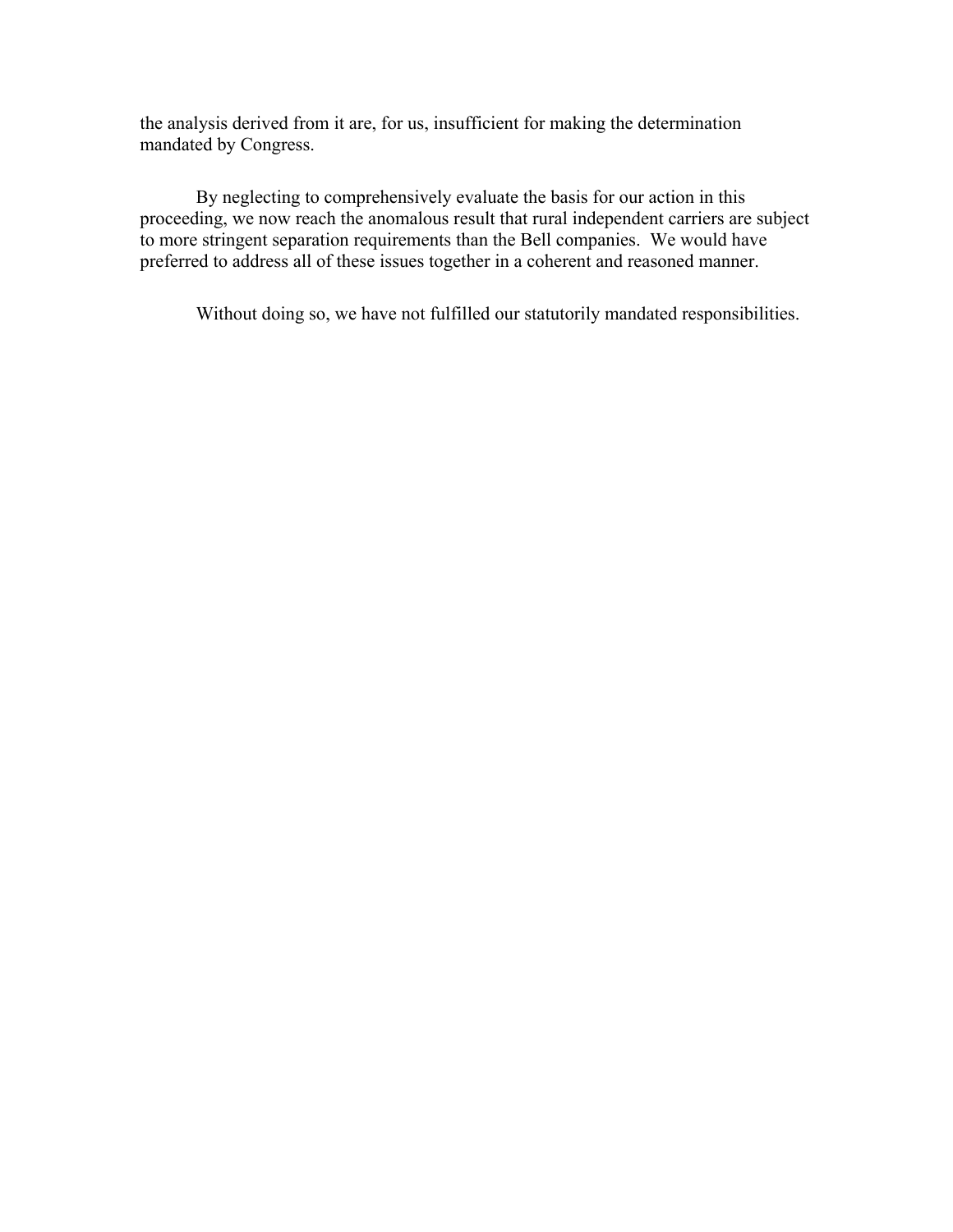the analysis derived from it are, for us, insufficient for making the determination mandated by Congress.

By neglecting to comprehensively evaluate the basis for our action in this proceeding, we now reach the anomalous result that rural independent carriers are subject to more stringent separation requirements than the Bell companies. We would have preferred to address all of these issues together in a coherent and reasoned manner.

Without doing so, we have not fulfilled our statutorily mandated responsibilities.